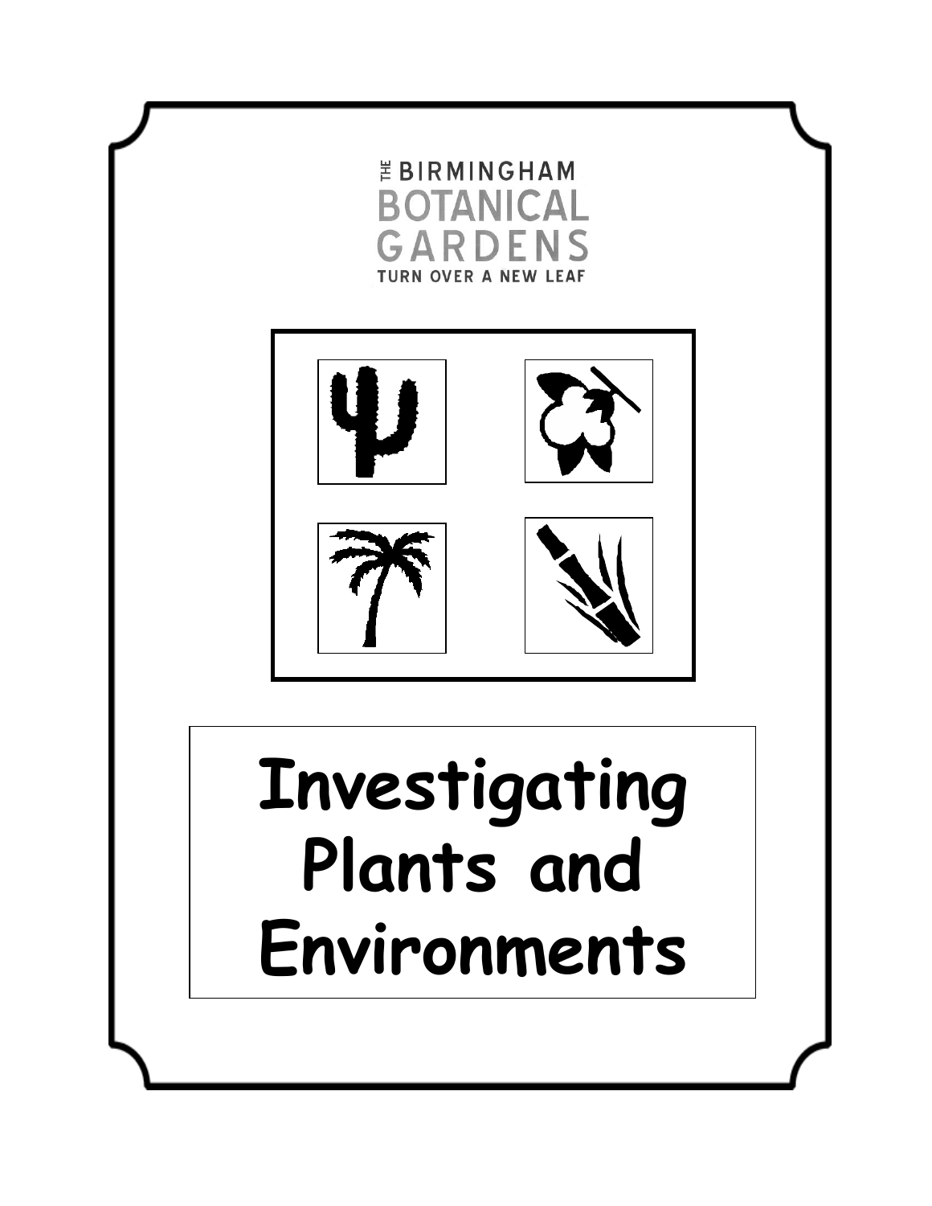THE BIRMINGHAM BOTANICAL GARDENS

TURN OVER A NEW LEAF

# Investigating Plants and Environments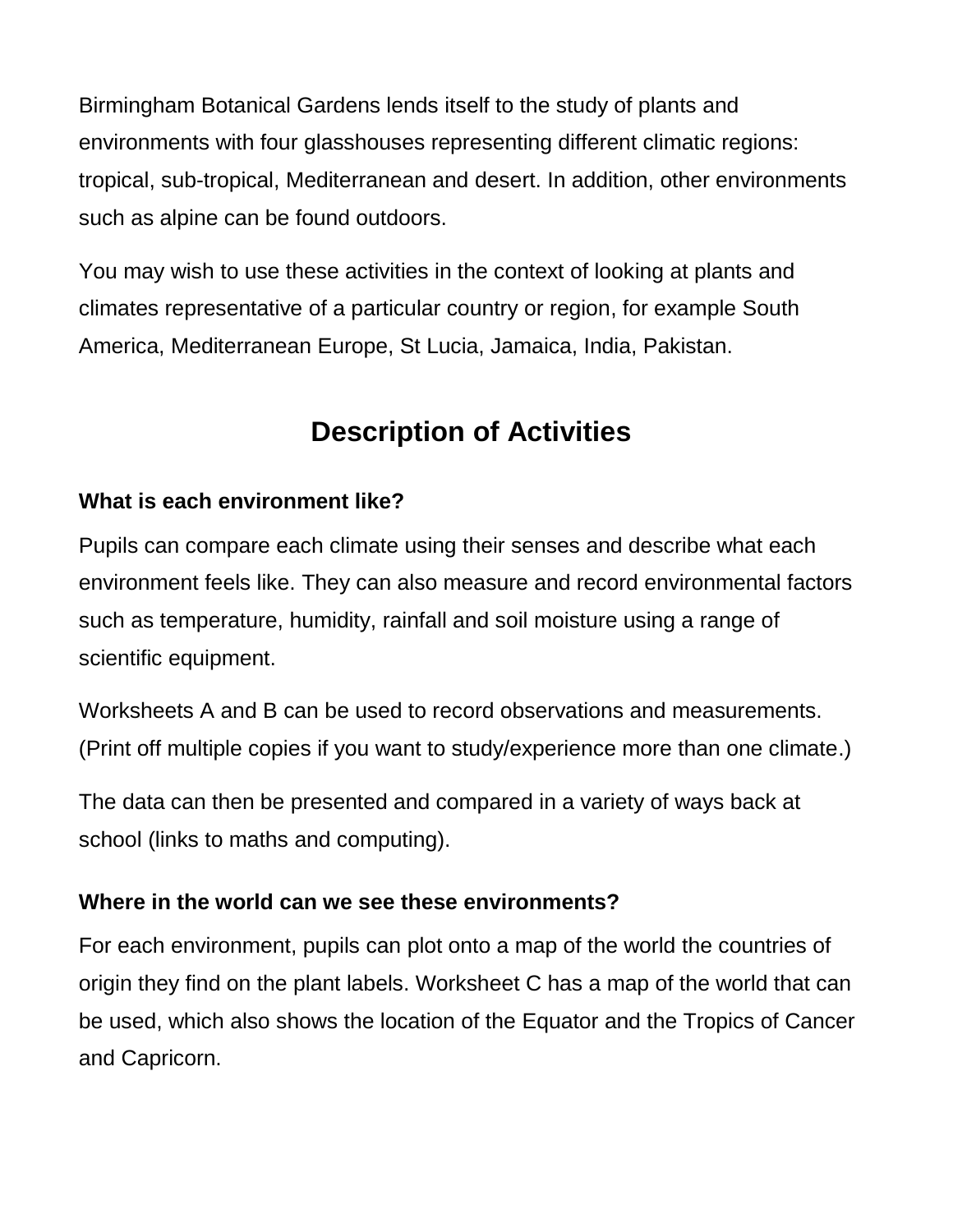Birmingham Botanical Gardens lends itself to the study of plants and environments with four glasshouses representing different climatic regions: tropical, sub-tropical, Mediterranean and desert. In addition, other environments such as alpine can be found outdoors.

You may wish to use these activities in the context of looking at plants and climates representative of a particular country or region, for example South America, Mediterranean Europe, St Lucia, Jamaica, India, Pakistan.

## Description of Activities

### What is each environment like?

Pupils can compare each climate using their senses and describe what each environment feels like. They can also measure and record environmental factors such as temperature, humidity, rainfall and soil moisture using a range of scientific equipment.

Worksheets A and B can be used to record observations and measurements. (Print off multiple copies if you want to study/experience more than one climate.)

The data can then be presented and compared in a variety of ways back at school (links to maths and computing).

### Where in the world can we see these environments?

For each environment, pupils can plot onto a map of the world the countries of origin they find on the plant labels. Worksheet C has a map of the world that can be used, which also shows the location of the Equator and the Tropics of Cancer and Capricorn.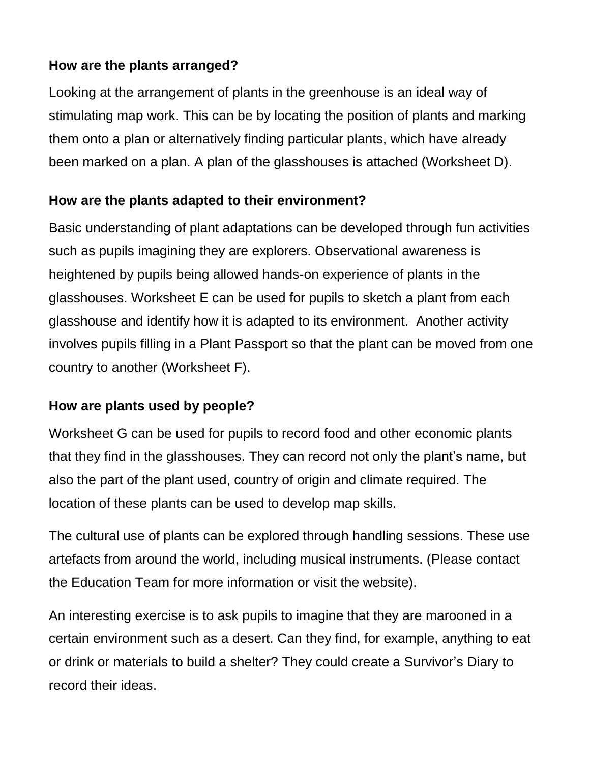**How are the plants arranged?**

Looking at the arrangement of plants in the greenhouse is an ideal way of stimulating map work. This can be by locating the position of plants and marking them onto a plan or alternatively finding particular plants, which have already been marked on a plan. A plan of the glasshouses is attached (Worksheet D).

**How are the plants adapted to their environment?**

Basic understanding of plant adaptations can be developed through fun activities such as pupils imagining they are explorers. Observational awareness is heightened by pupils being allowed hands-on experience of plants in the glasshouses. Worksheet E can be used for pupils to sketch a plant from each glasshouse and identify how it is adapted to its environment. Another activity involves pupils filling in a Plant Passport so that the plant can be moved from one country to another (Worksheet F).

**How are plants used by people?**

Worksheet G can be used for pupils to record food and other economic plants that they find in the glasshouses. They can record not only the plant's name, but also the part of the plant used, country of origin and climate required. The location of these plants can be used to develop map skills.

The cultural use of plants can be explored through handling sessions. These use artefacts from around the world, including musical instruments. (Please contact the Education Team for more information or visit the website).

An interesting exercise is to ask pupils to imagine that they are marooned in a certain environment such as a desert. Can they find, for example, anything to eat or drink or materials to build a shelter? They could create a Survivor's Diary to record their ideas.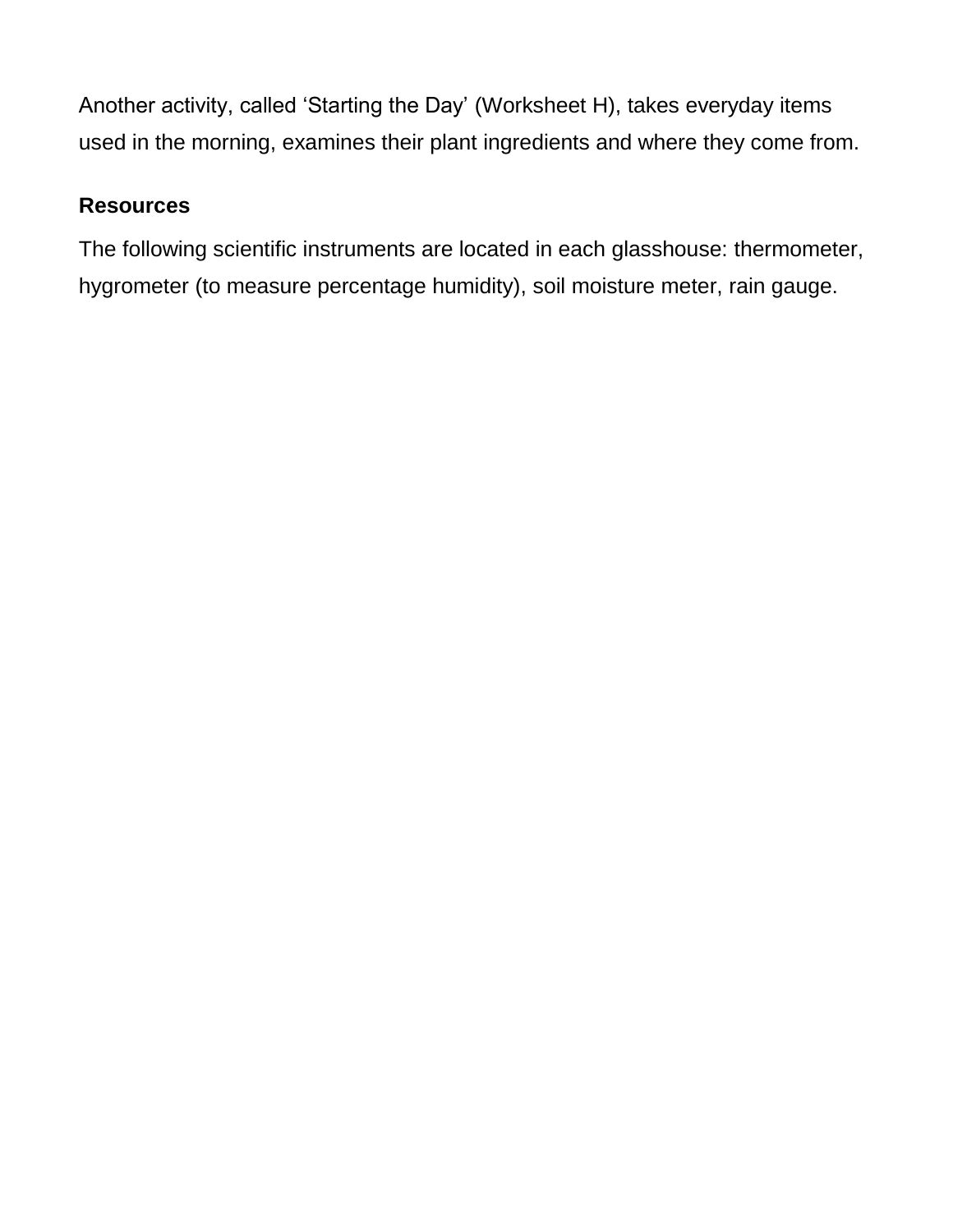Another activity, called ‘Starting the Day’ (Worksheet H), takes everyday items used in the morning, examines their plant ingredients and where they come from.

### Resources

The following scientific instruments are located in each glasshouse: thermometer, hygrometer (to measure percentage humidity), soil moisture meter, rain gauge.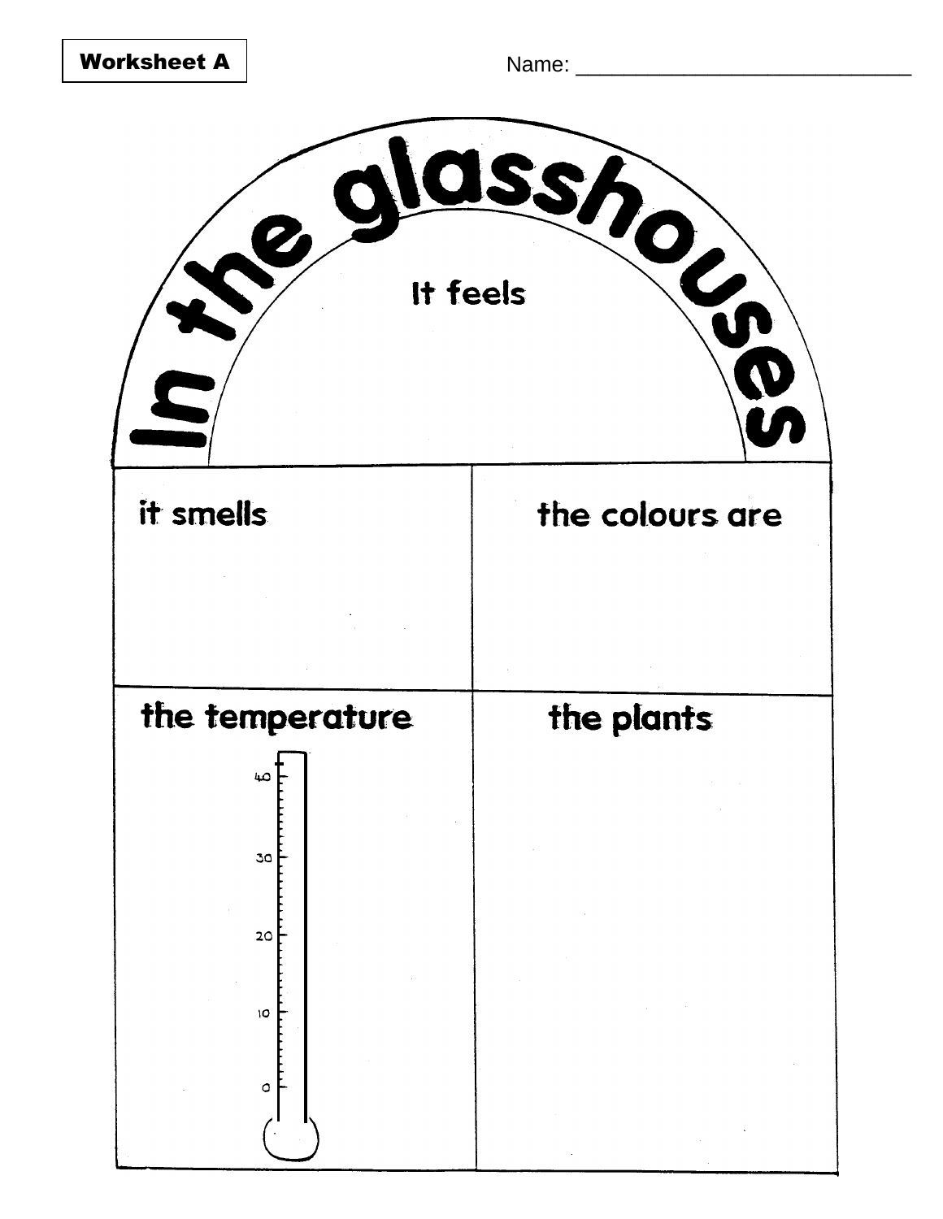**Worksheet A**

Name: ______________________________

# In the glasshouses

It feels

| it smells | the colours are |
|---|---|
| | |

| the temperature | the plants |
|---|---|
| 40<br>30<br>20<br>10<br>0 | |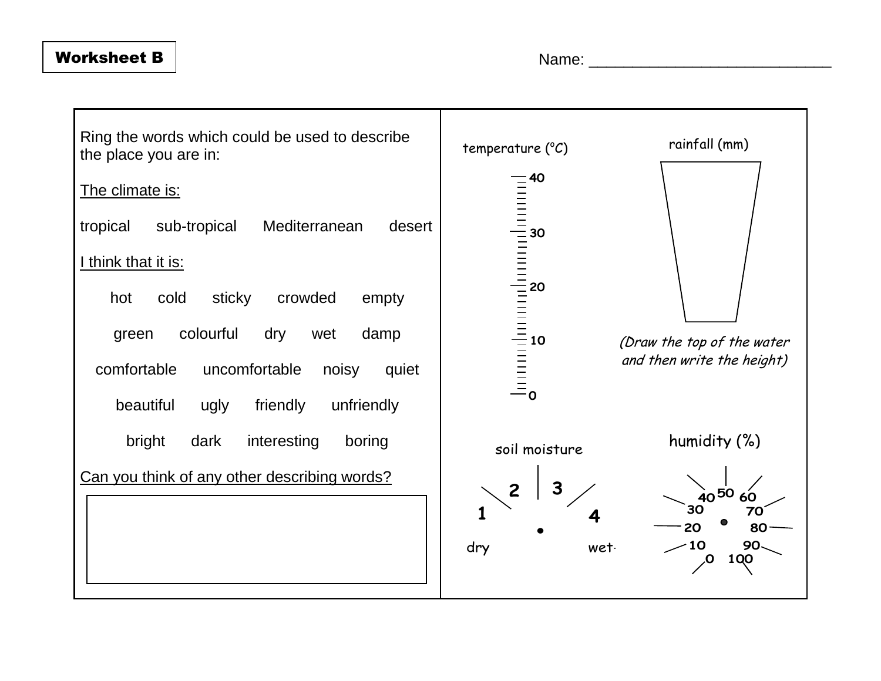**Worksheet B**

Name: ____________________________

Ring the words which could be used to describe the place you are in:

The climate is:

tropical    sub-tropical    Mediterranean    desert

I think that it is:

hot    cold    sticky    crowded    empty

green    colourful    dry    wet    damp

comfortable    uncomfortable    noisy    quiet

beautiful    ugly    friendly    unfriendly

bright    dark    interesting    boring

Can you think of any other describing words?

temperature (°C)

40
30
20
10
0

rainfall (mm)

*(Draw the top of the water and then write the height)*

soil moisture

1 2 3 4

dry    wet

humidity (%)

0 10 20 30 40 50 60 70 80 90 100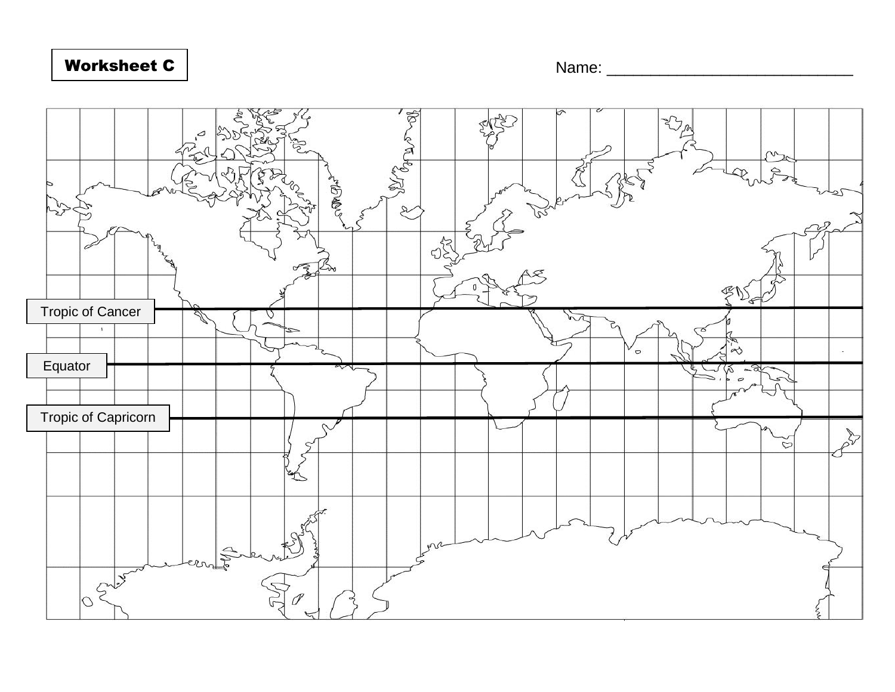**Worksheet C**

Name: ___________________________

Tropic of Cancer

Equator

Tropic of Capricorn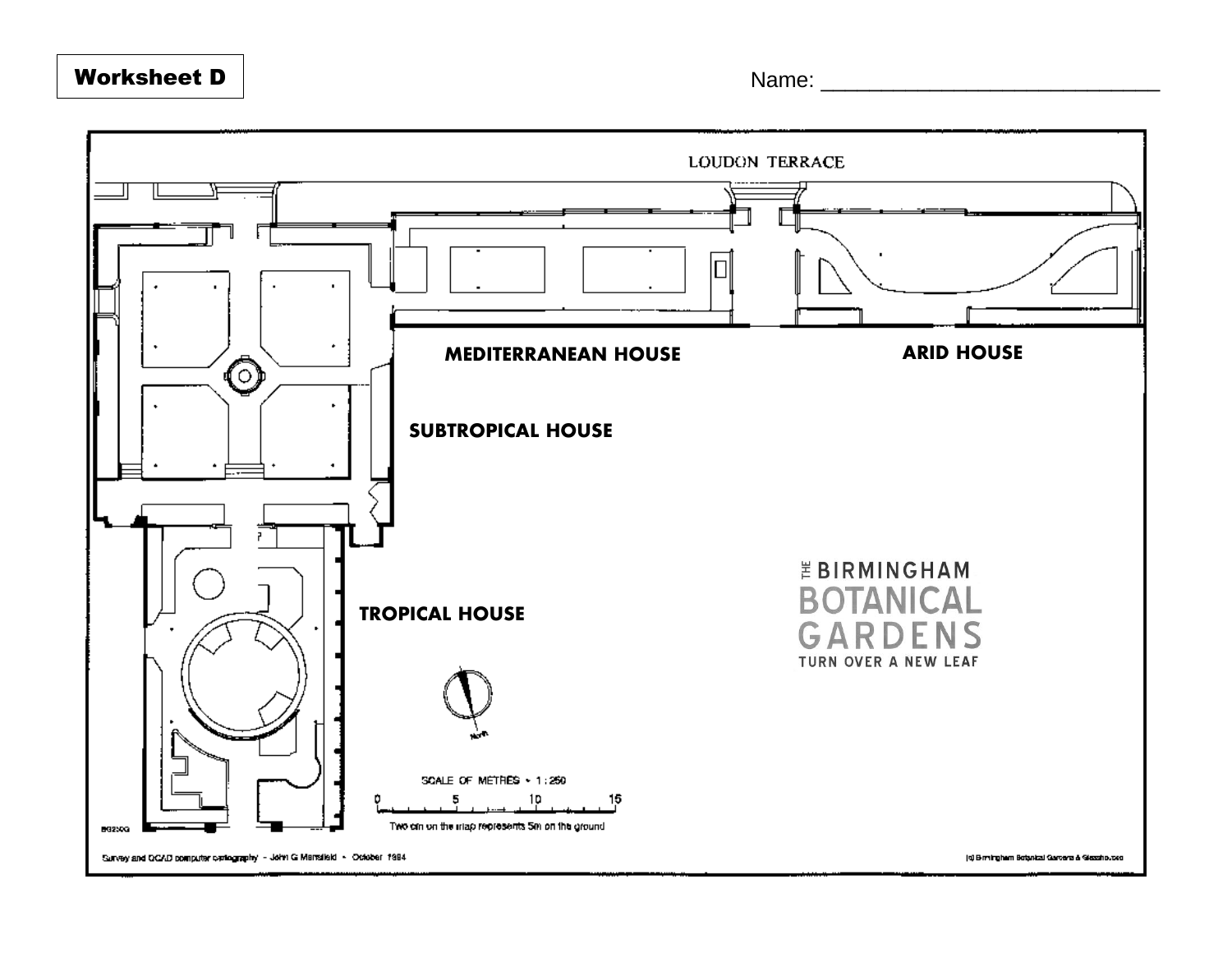**Worksheet D**

Name: ____________________________

LOUDON TERRACE

MEDITERRANEAN HOUSE

ARID HOUSE

SUBTROPICAL HOUSE

TROPICAL HOUSE

THE BIRMINGHAM BOTANICAL GARDENS

TURN OVER A NEW LEAF

North

SCALE OF METRES • 1 : 250

0 5 10 15

Two cm on the map represents 5m on the ground

BG250G

Survey and OCAD computer cartography - John G Mansfield • October 1994

(c) Birmingham Botanical Gardens & Glasshouses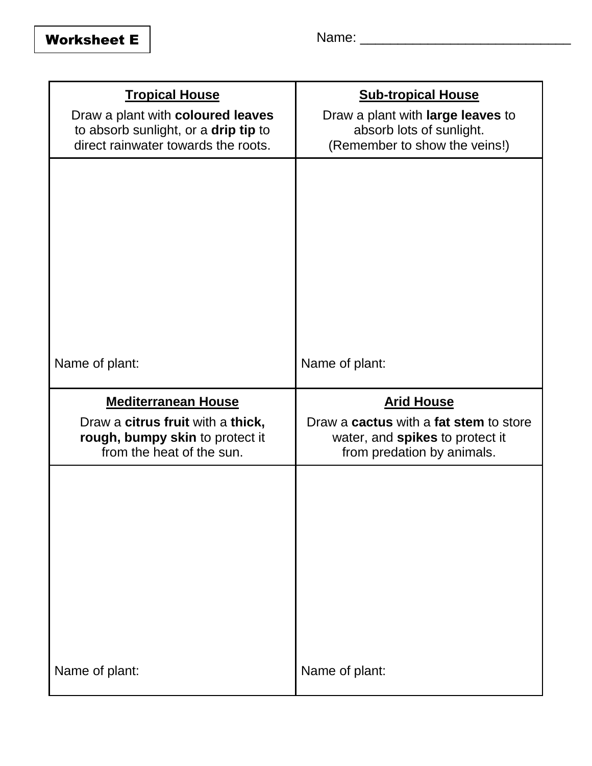**Worksheet E**

Name: ____________________________

| **Tropical House**<br>Draw a plant with **coloured leaves** to absorb sunlight, or a **drip tip** to direct rainwater towards the roots. | **Sub-tropical House**<br>Draw a plant with **large leaves** to absorb lots of sunlight. (Remember to show the veins!) |
| --- | --- |
| <br><br><br><br>Name of plant: | <br><br><br><br>Name of plant: |
| **Mediterranean House**<br>Draw a **citrus fruit** with a **thick, rough, bumpy skin** to protect it from the heat of the sun. | **Arid House**<br>Draw a **cactus** with a **fat stem** to store water, and **spikes** to protect it from predation by animals. |
| <br><br><br><br>Name of plant: | <br><br><br><br>Name of plant: |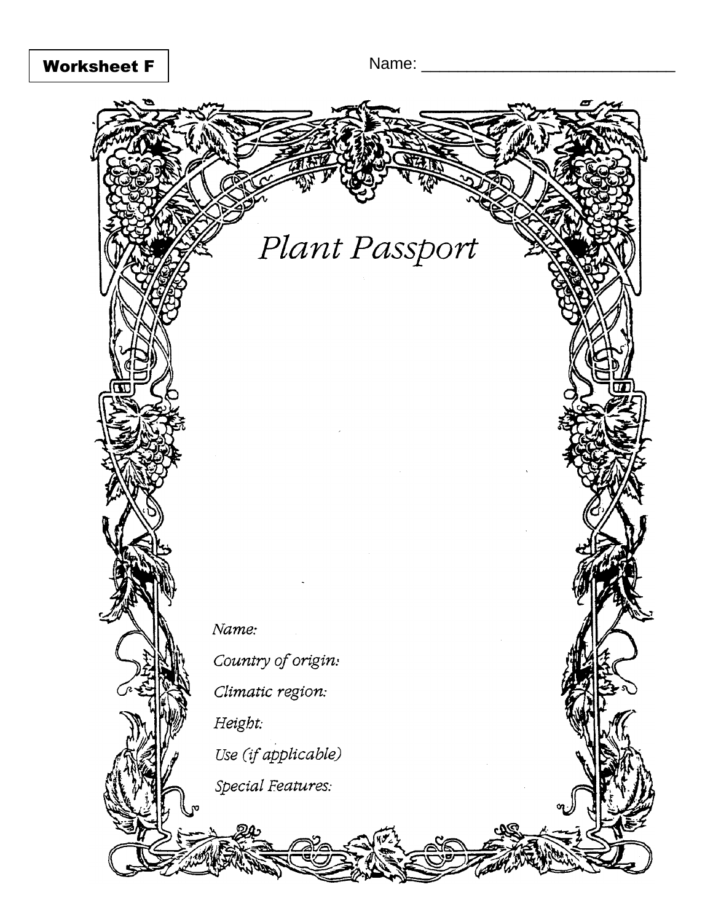**Worksheet F**

Name: ___________________________

# *Plant Passport*

*Name:*

*Country of origin:*

*Climatic region:*

*Height:*

*Use (if applicable)*

*Special Features:*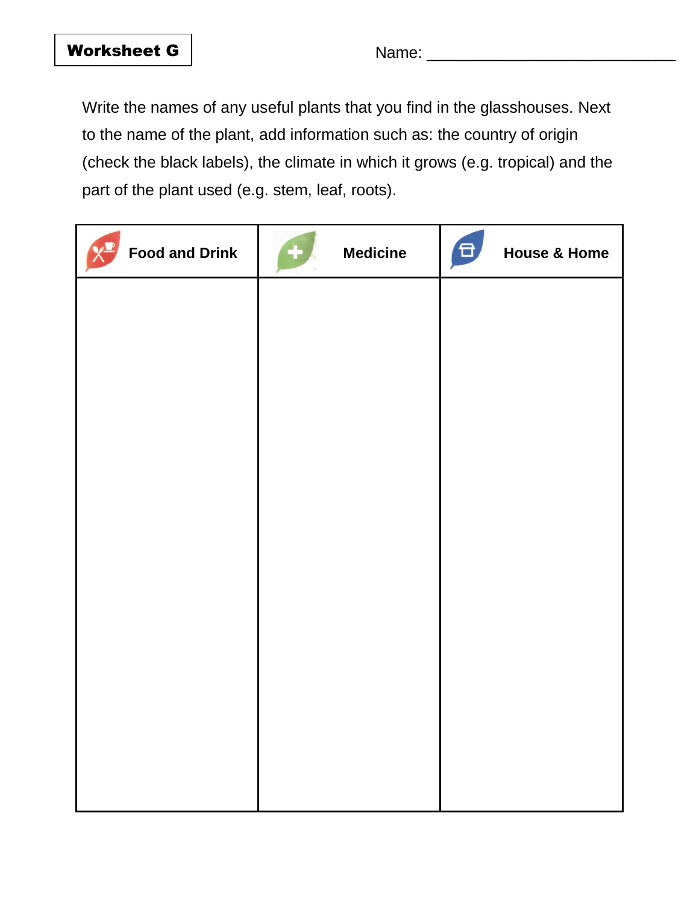**Worksheet G**

Name: ____________________________

Write the names of any useful plants that you find in the glasshouses. Next to the name of the plant, add information such as: the country of origin (check the black labels), the climate in which it grows (e.g. tropical) and the part of the plant used (e.g. stem, leaf, roots).

| Food and Drink | Medicine | House & Home |
|---|---|---|
| | | |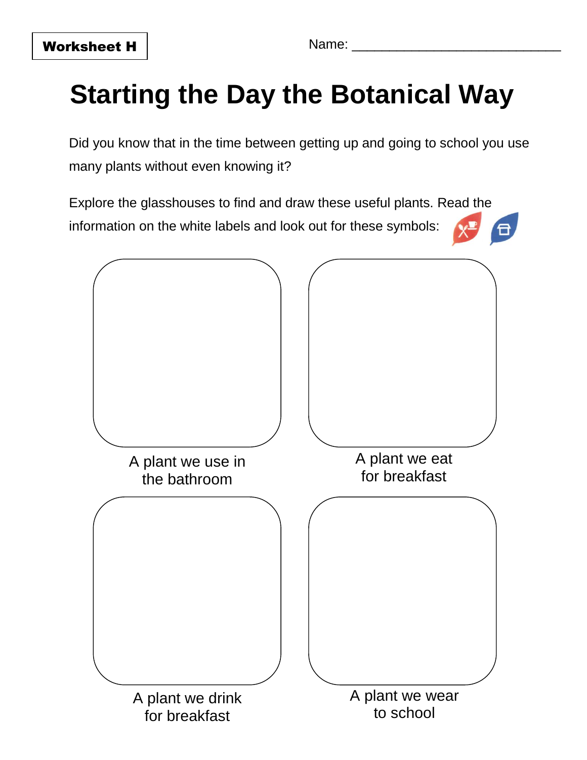**Worksheet H**

Name: ____________________________

# Starting the Day the Botanical Way

Did you know that in the time between getting up and going to school you use many plants without even knowing it?

Explore the glasshouses to find and draw these useful plants. Read the information on the white labels and look out for these symbols:

A plant we use in the bathroom

A plant we eat for breakfast

A plant we drink for breakfast

A plant we wear to school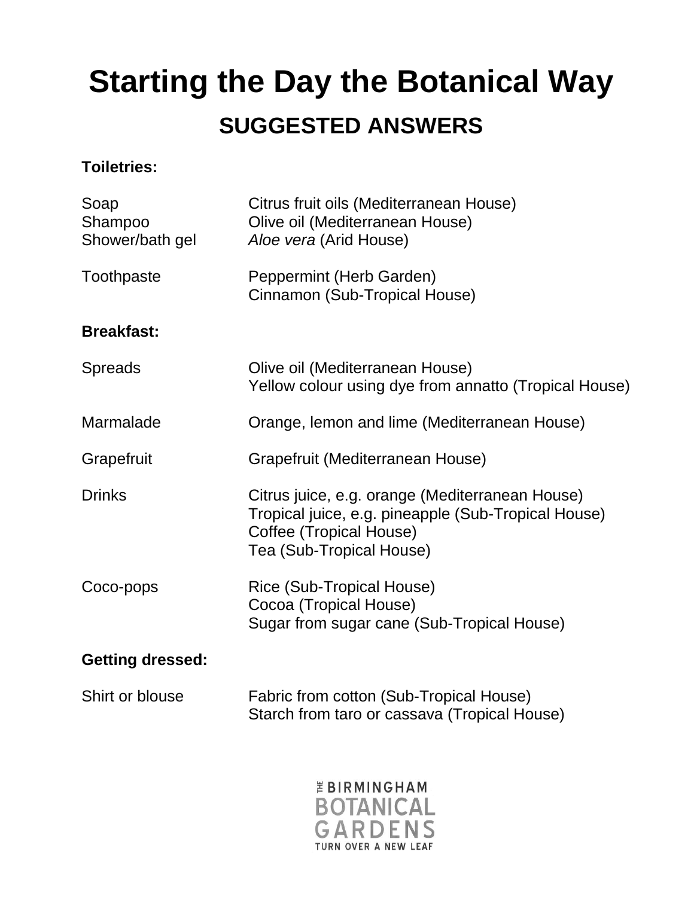# Starting the Day the Botanical Way

## SUGGESTED ANSWERS

**Toiletries:**

| | |
|---|---|
| Soap | Citrus fruit oils (Mediterranean House) |
| Shampoo | Olive oil (Mediterranean House) |
| Shower/bath gel | *Aloe vera* (Arid House) |
| Toothpaste | Peppermint (Herb Garden)<br>Cinnamon (Sub-Tropical House) |

**Breakfast:**

| | |
|---|---|
| Spreads | Olive oil (Mediterranean House)<br>Yellow colour using dye from annatto (Tropical House) |
| Marmalade | Orange, lemon and lime (Mediterranean House) |
| Grapefruit | Grapefruit (Mediterranean House) |
| Drinks | Citrus juice, e.g. orange (Mediterranean House)<br>Tropical juice, e.g. pineapple (Sub-Tropical House)<br>Coffee (Tropical House)<br>Tea (Sub-Tropical House) |
| Coco-pops | Rice (Sub-Tropical House)<br>Cocoa (Tropical House)<br>Sugar from sugar cane (Sub-Tropical House) |

**Getting dressed:**

| | |
|---|---|
| Shirt or blouse | Fabric from cotton (Sub-Tropical House)<br>Starch from taro or cassava (Tropical House) |

THE BIRMINGHAM BOTANICAL GARDENS
TURN OVER A NEW LEAF